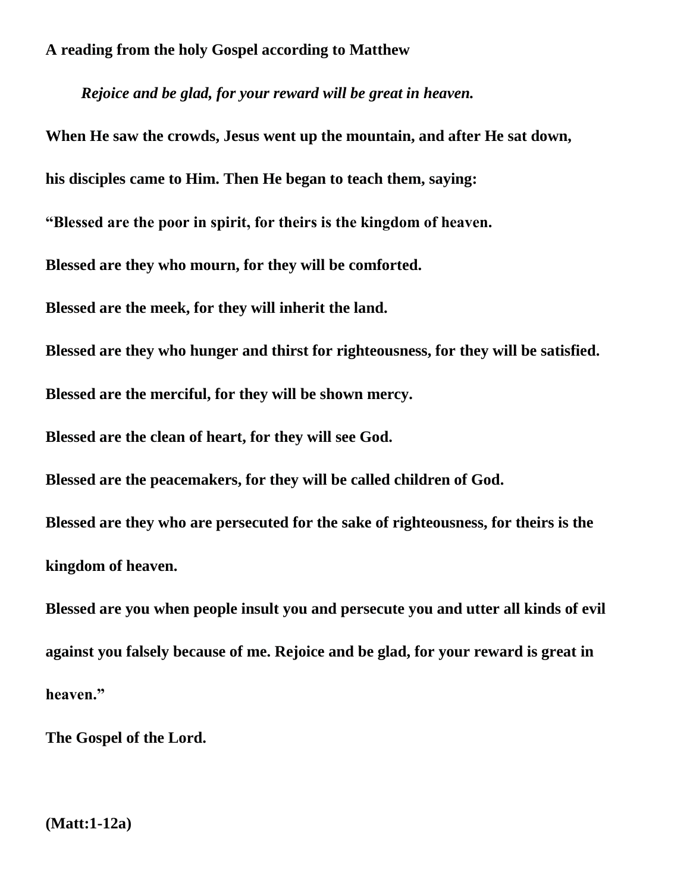**A reading from the holy Gospel according to Matthew**

***Rejoice and be glad, for your reward will be great in heaven.***

**When He saw the crowds, Jesus went up the mountain, and after He sat down, his disciples came to Him. Then He began to teach them, saying:**

**"Blessed are the poor in spirit, for theirs is the kingdom of heaven.**

**Blessed are they who mourn, for they will be comforted.**

**Blessed are the meek, for they will inherit the land.**

**Blessed are they who hunger and thirst for righteousness, for they will be satisfied.**

**Blessed are the merciful, for they will be shown mercy.**

**Blessed are the clean of heart, for they will see God.**

**Blessed are the peacemakers, for they will be called children of God.**

**Blessed are they who are persecuted for the sake of righteousness, for theirs is the kingdom of heaven.**

**Blessed are you when people insult you and persecute you and utter all kinds of evil against you falsely because of me. Rejoice and be glad, for your reward is great in heaven."**

**The Gospel of the Lord.**

**(Matt:1-12a)**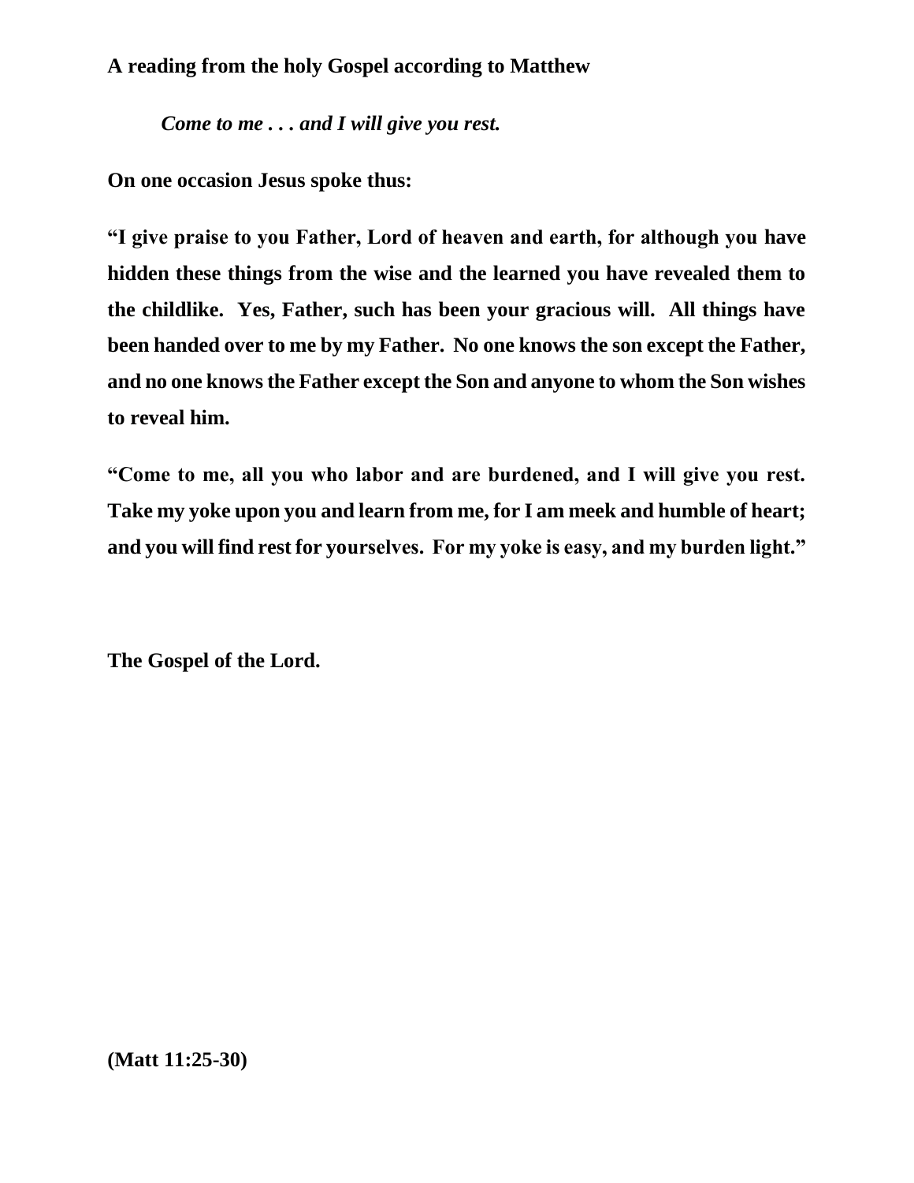**A reading from the holy Gospel according to Matthew**

***Come to me . . . and I will give you rest.***

**On one occasion Jesus spoke thus:**

**"I give praise to you Father, Lord of heaven and earth, for although you have hidden these things from the wise and the learned you have revealed them to the childlike. Yes, Father, such has been your gracious will. All things have been handed over to me by my Father. No one knows the son except the Father, and no one knows the Father except the Son and anyone to whom the Son wishes to reveal him.**

**"Come to me, all you who labor and are burdened, and I will give you rest. Take my yoke upon you and learn from me, for I am meek and humble of heart; and you will find rest for yourselves. For my yoke is easy, and my burden light."**

**The Gospel of the Lord.**

**(Matt 11:25-30)**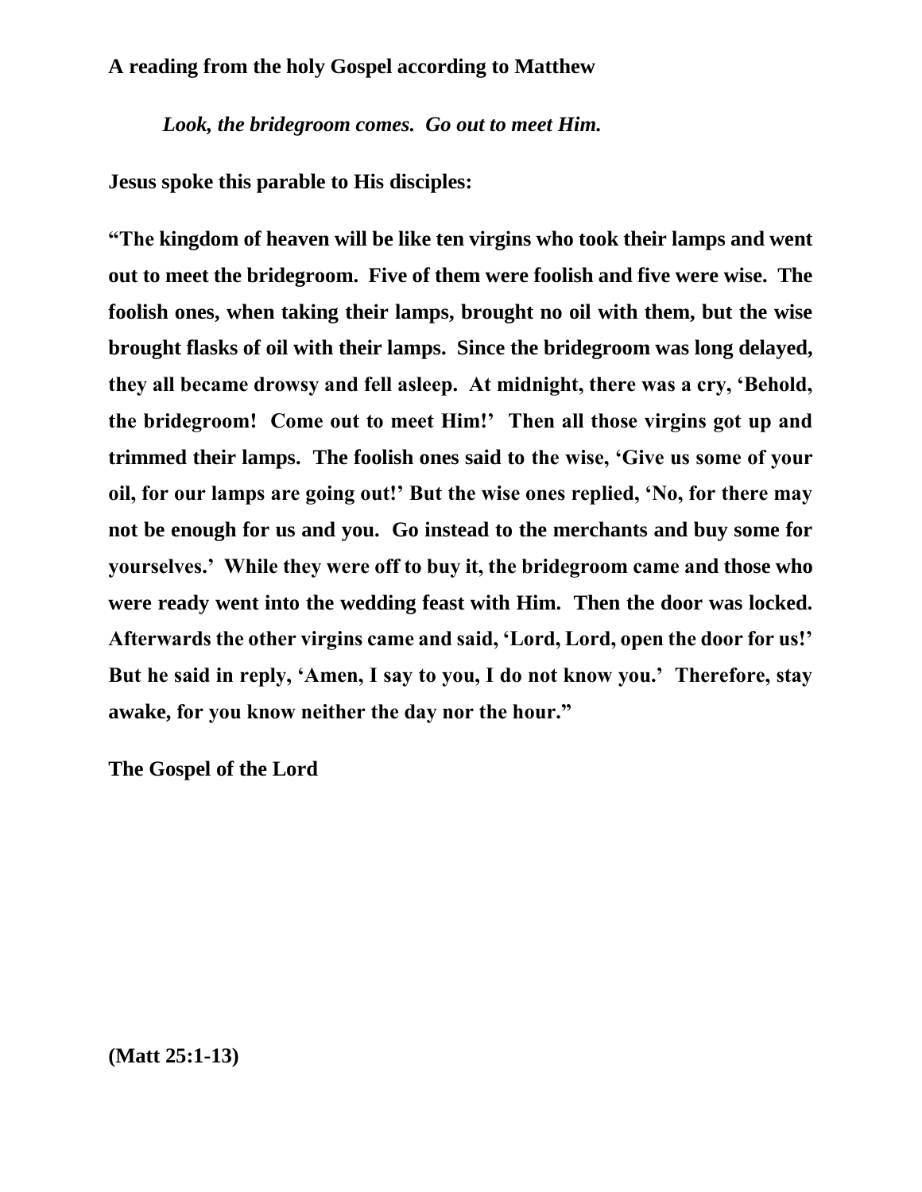**A reading from the holy Gospel according to Matthew**

***Look, the bridegroom comes. Go out to meet Him.***

**Jesus spoke this parable to His disciples:**

**"The kingdom of heaven will be like ten virgins who took their lamps and went out to meet the bridegroom. Five of them were foolish and five were wise. The foolish ones, when taking their lamps, brought no oil with them, but the wise brought flasks of oil with their lamps. Since the bridegroom was long delayed, they all became drowsy and fell asleep. At midnight, there was a cry, 'Behold, the bridegroom! Come out to meet Him!' Then all those virgins got up and trimmed their lamps. The foolish ones said to the wise, 'Give us some of your oil, for our lamps are going out!' But the wise ones replied, 'No, for there may not be enough for us and you. Go instead to the merchants and buy some for yourselves.' While they were off to buy it, the bridegroom came and those who were ready went into the wedding feast with Him. Then the door was locked. Afterwards the other virgins came and said, 'Lord, Lord, open the door for us!' But he said in reply, 'Amen, I say to you, I do not know you.' Therefore, stay awake, for you know neither the day nor the hour."**

**The Gospel of the Lord**

**(Matt 25:1-13)**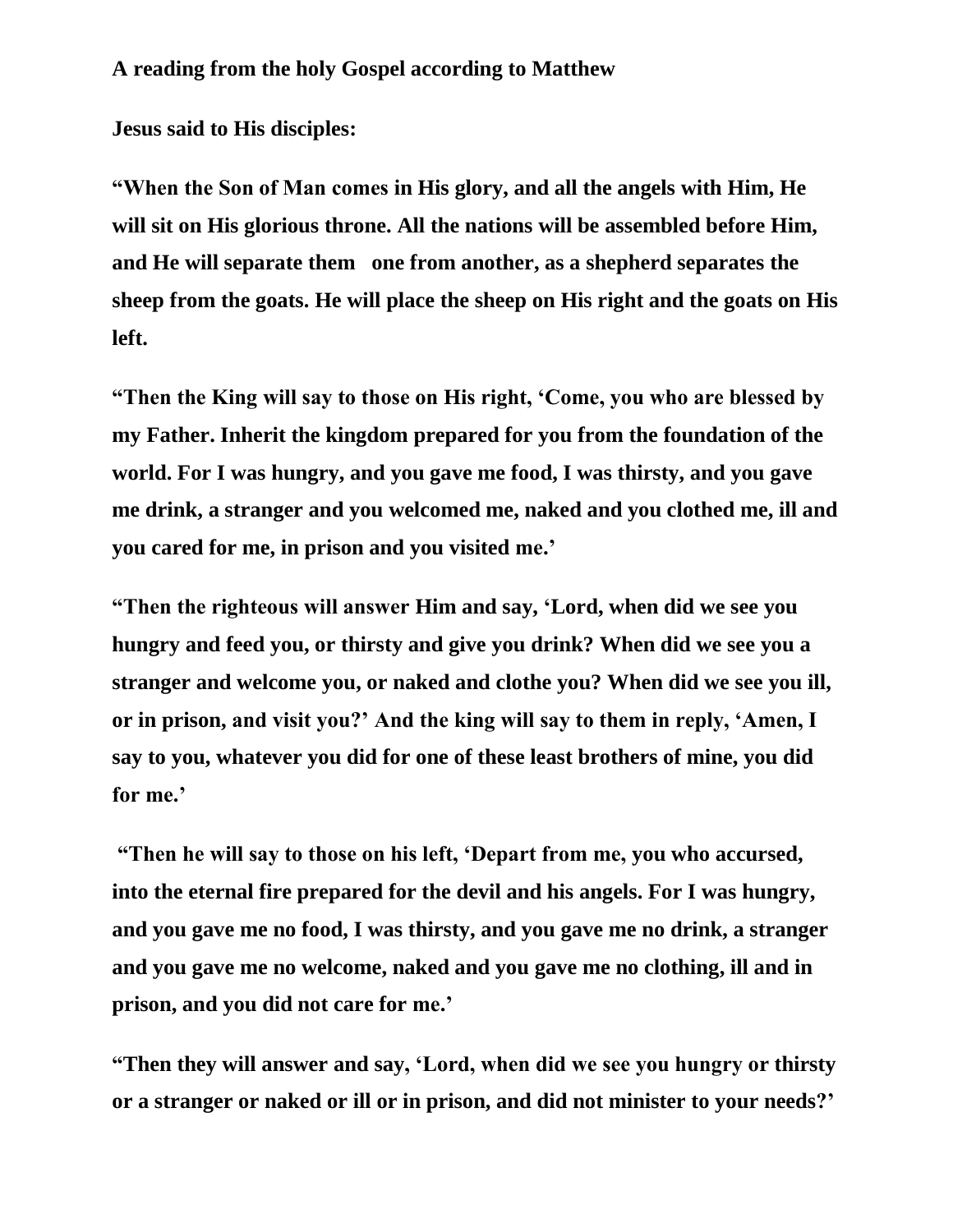**A reading from the holy Gospel according to Matthew**

**Jesus said to His disciples:**

**"When the Son of Man comes in His glory, and all the angels with Him, He will sit on His glorious throne. All the nations will be assembled before Him, and He will separate them one from another, as a shepherd separates the sheep from the goats. He will place the sheep on His right and the goats on His left.**

**"Then the King will say to those on His right, 'Come, you who are blessed by my Father. Inherit the kingdom prepared for you from the foundation of the world. For I was hungry, and you gave me food, I was thirsty, and you gave me drink, a stranger and you welcomed me, naked and you clothed me, ill and you cared for me, in prison and you visited me.'**

**"Then the righteous will answer Him and say, 'Lord, when did we see you hungry and feed you, or thirsty and give you drink? When did we see you a stranger and welcome you, or naked and clothe you? When did we see you ill, or in prison, and visit you?' And the king will say to them in reply, 'Amen, I say to you, whatever you did for one of these least brothers of mine, you did for me.'**

**"Then he will say to those on his left, 'Depart from me, you who accursed, into the eternal fire prepared for the devil and his angels. For I was hungry, and you gave me no food, I was thirsty, and you gave me no drink, a stranger and you gave me no welcome, naked and you gave me no clothing, ill and in prison, and you did not care for me.'**

**"Then they will answer and say, 'Lord, when did we see you hungry or thirsty or a stranger or naked or ill or in prison, and did not minister to your needs?'**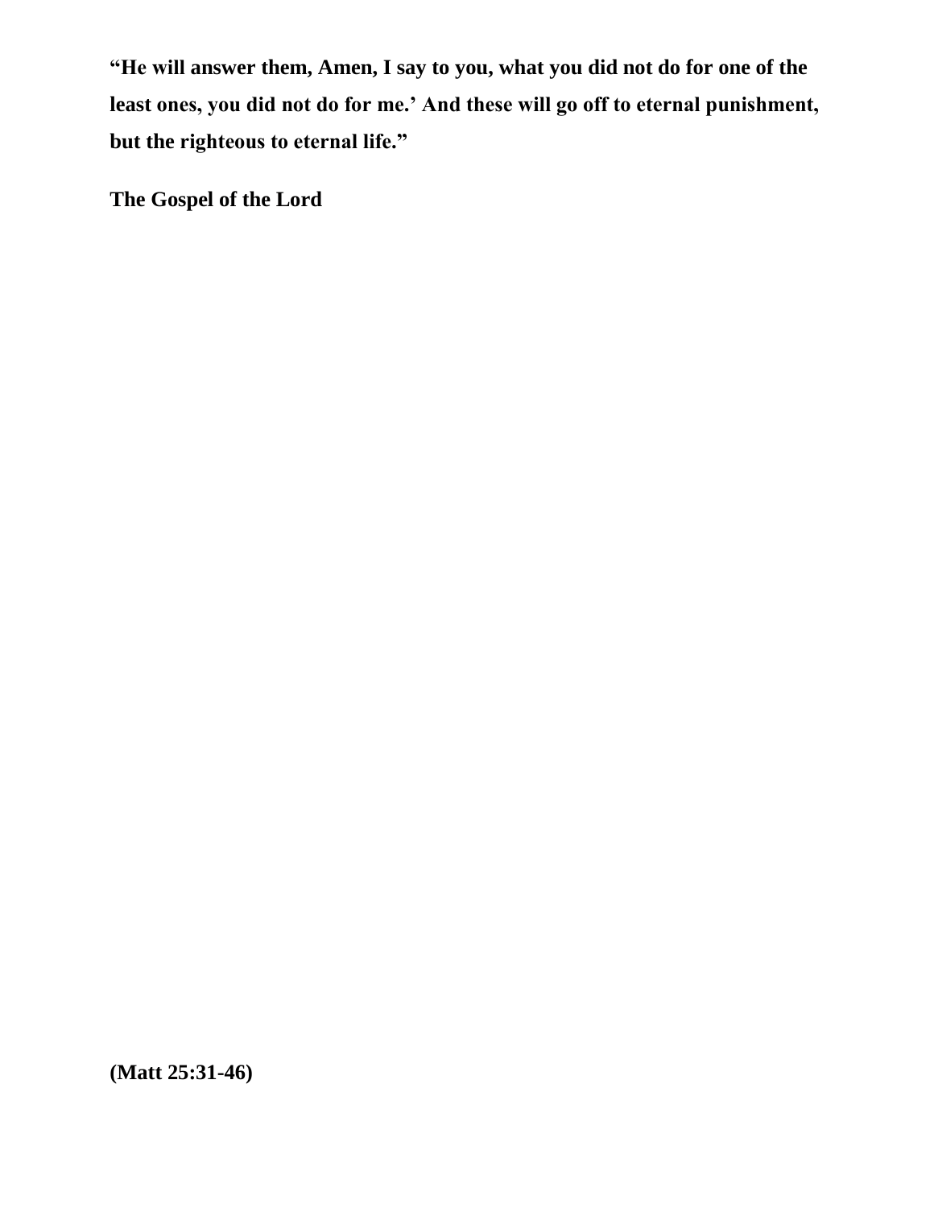**“He will answer them, Amen, I say to you, what you did not do for one of the least ones, you did not do for me.’ And these will go off to eternal punishment, but the righteous to eternal life.”**

**The Gospel of the Lord**

**(Matt 25:31-46)**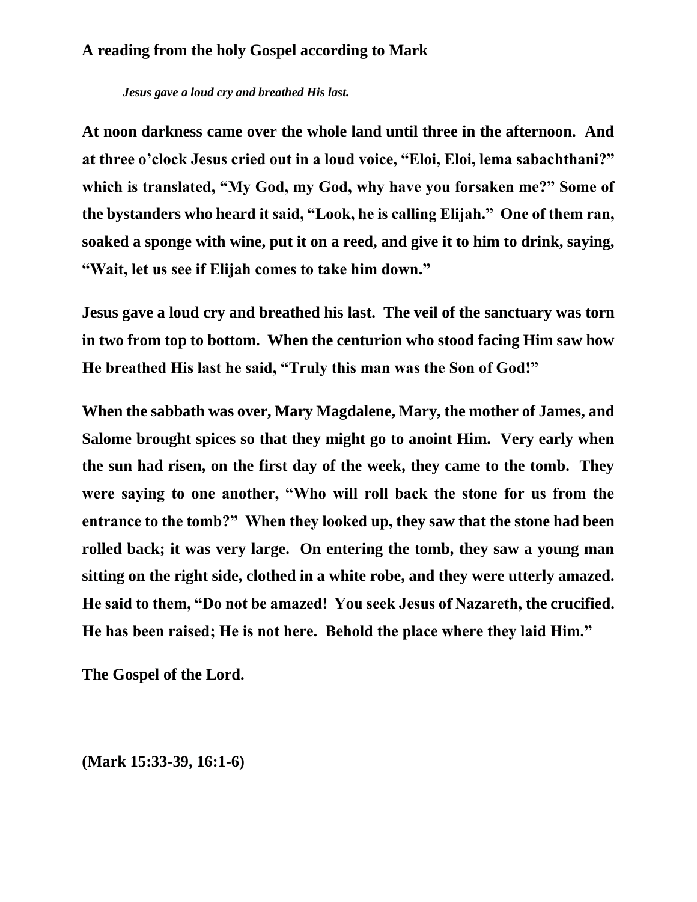**A reading from the holy Gospel according to Mark**

*Jesus gave a loud cry and breathed His last.*

**At noon darkness came over the whole land until three in the afternoon. And at three o'clock Jesus cried out in a loud voice, "Eloi, Eloi, lema sabachthani?" which is translated, "My God, my God, why have you forsaken me?" Some of the bystanders who heard it said, "Look, he is calling Elijah." One of them ran, soaked a sponge with wine, put it on a reed, and give it to him to drink, saying, "Wait, let us see if Elijah comes to take him down."**

**Jesus gave a loud cry and breathed his last. The veil of the sanctuary was torn in two from top to bottom. When the centurion who stood facing Him saw how He breathed His last he said, "Truly this man was the Son of God!"**

**When the sabbath was over, Mary Magdalene, Mary, the mother of James, and Salome brought spices so that they might go to anoint Him. Very early when the sun had risen, on the first day of the week, they came to the tomb. They were saying to one another, "Who will roll back the stone for us from the entrance to the tomb?" When they looked up, they saw that the stone had been rolled back; it was very large. On entering the tomb, they saw a young man sitting on the right side, clothed in a white robe, and they were utterly amazed. He said to them, "Do not be amazed! You seek Jesus of Nazareth, the crucified. He has been raised; He is not here. Behold the place where they laid Him."**

**The Gospel of the Lord.**

**(Mark 15:33-39, 16:1-6)**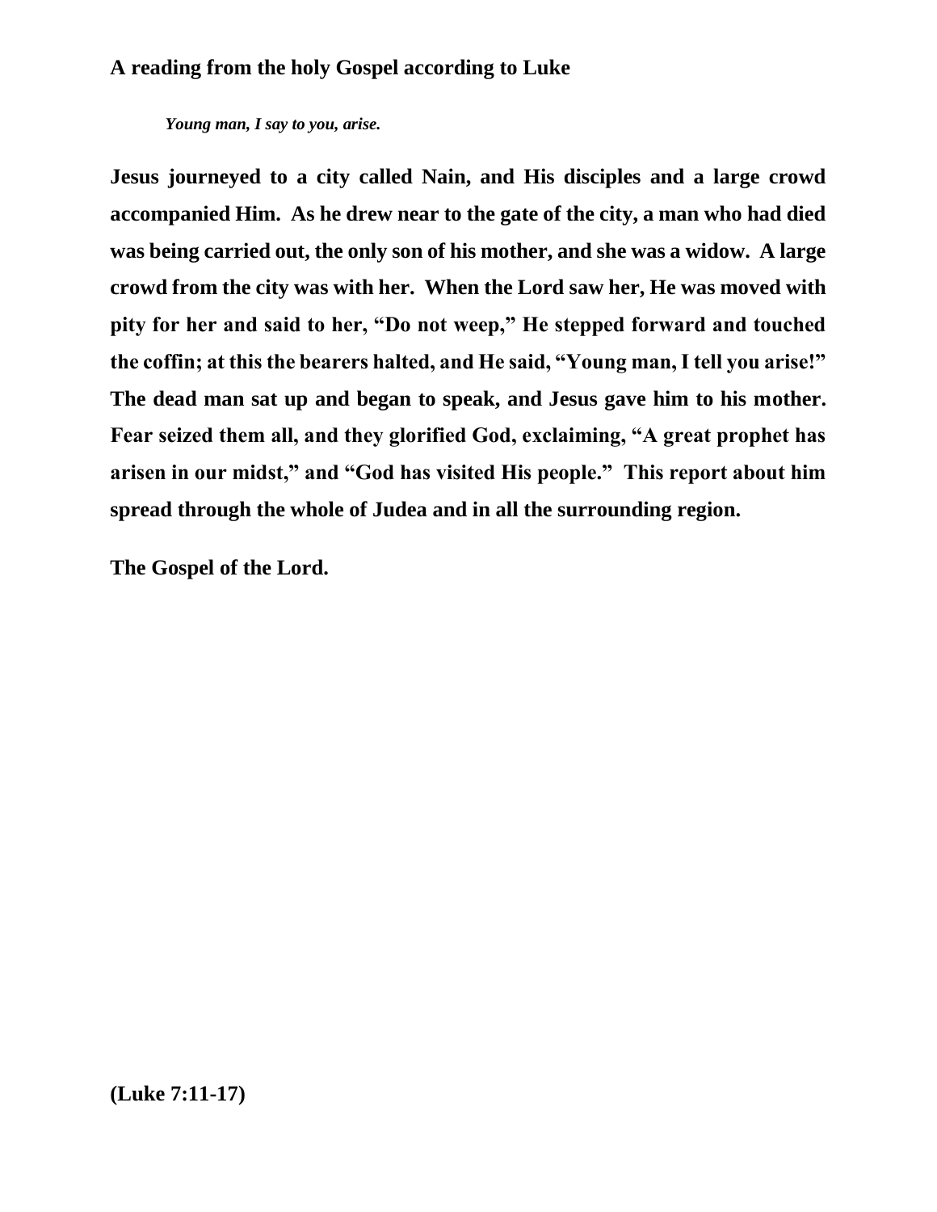**A reading from the holy Gospel according to Luke**

***Young man, I say to you, arise.***

**Jesus journeyed to a city called Nain, and His disciples and a large crowd accompanied Him. As he drew near to the gate of the city, a man who had died was being carried out, the only son of his mother, and she was a widow. A large crowd from the city was with her. When the Lord saw her, He was moved with pity for her and said to her, "Do not weep," He stepped forward and touched the coffin; at this the bearers halted, and He said, "Young man, I tell you arise!" The dead man sat up and began to speak, and Jesus gave him to his mother. Fear seized them all, and they glorified God, exclaiming, "A great prophet has arisen in our midst," and "God has visited His people." This report about him spread through the whole of Judea and in all the surrounding region.**

**The Gospel of the Lord.**

**(Luke 7:11-17)**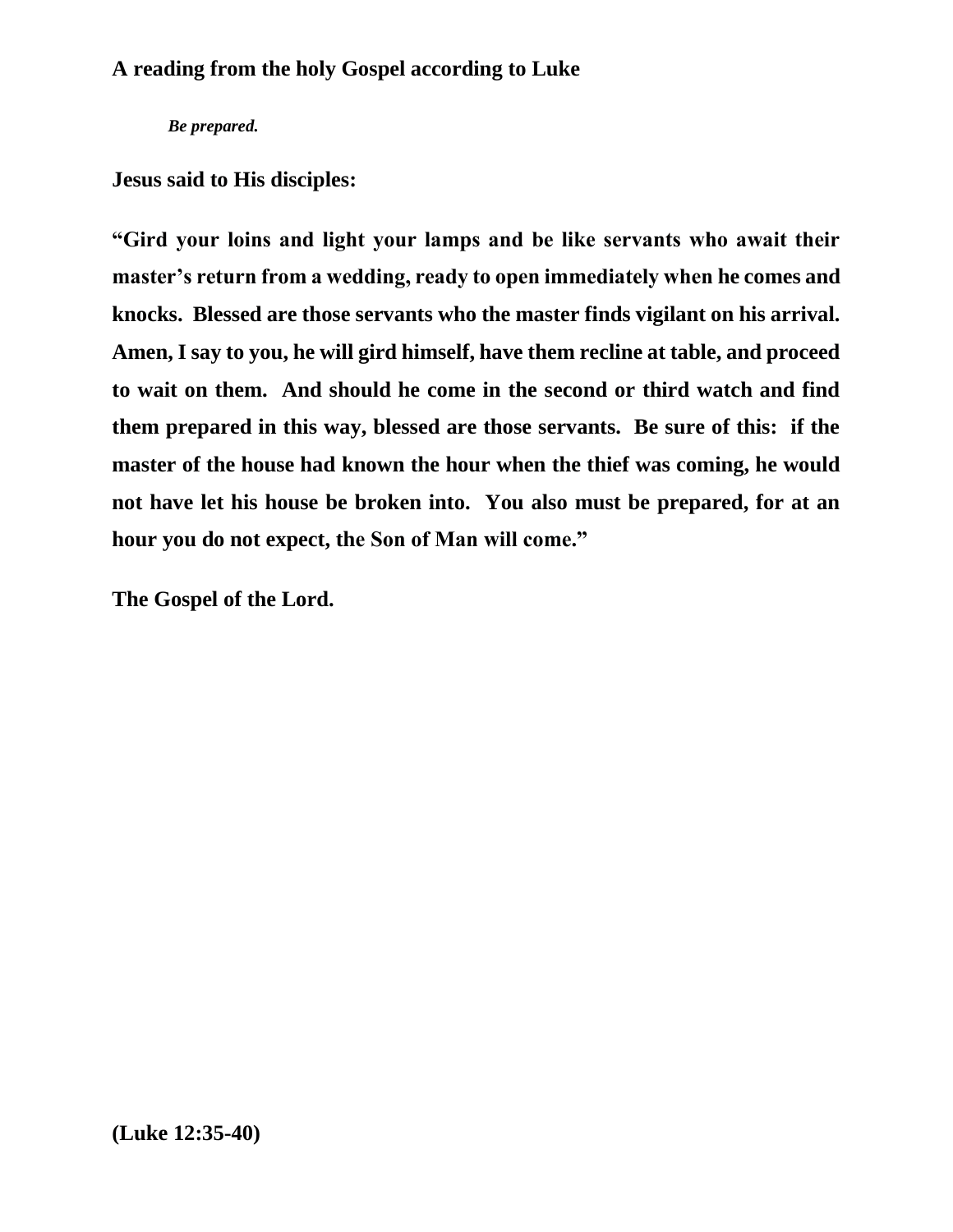**A reading from the holy Gospel according to Luke**

***Be prepared.***

**Jesus said to His disciples:**

**"Gird your loins and light your lamps and be like servants who await their master's return from a wedding, ready to open immediately when he comes and knocks. Blessed are those servants who the master finds vigilant on his arrival. Amen, I say to you, he will gird himself, have them recline at table, and proceed to wait on them. And should he come in the second or third watch and find them prepared in this way, blessed are those servants. Be sure of this: if the master of the house had known the hour when the thief was coming, he would not have let his house be broken into. You also must be prepared, for at an hour you do not expect, the Son of Man will come."**

**The Gospel of the Lord.**

**(Luke 12:35-40)**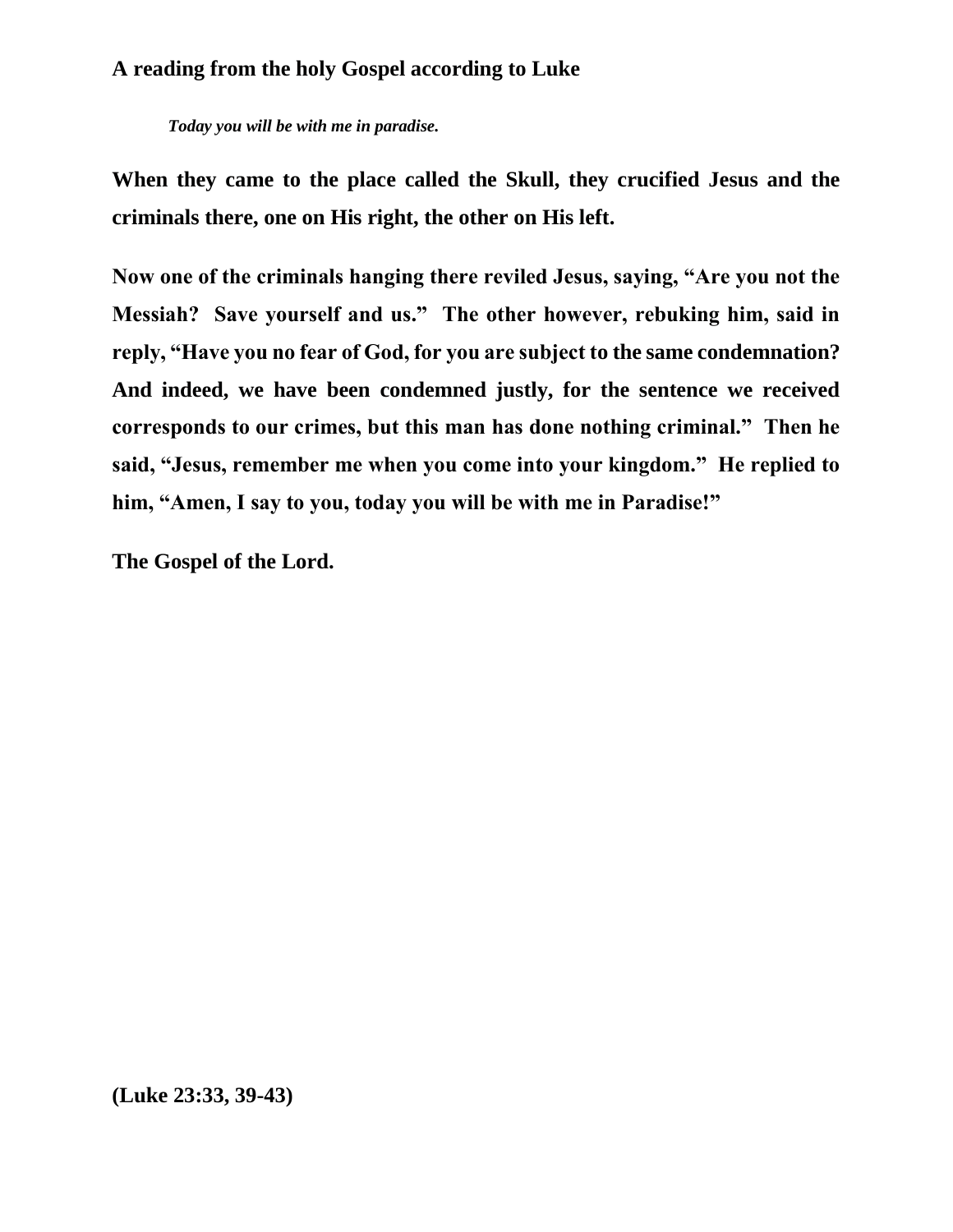**A reading from the holy Gospel according to Luke**

***Today you will be with me in paradise.***

**When they came to the place called the Skull, they crucified Jesus and the criminals there, one on His right, the other on His left.**

**Now one of the criminals hanging there reviled Jesus, saying, "Are you not the Messiah? Save yourself and us." The other however, rebuking him, said in reply, "Have you no fear of God, for you are subject to the same condemnation? And indeed, we have been condemned justly, for the sentence we received corresponds to our crimes, but this man has done nothing criminal." Then he said, "Jesus, remember me when you come into your kingdom." He replied to him, "Amen, I say to you, today you will be with me in Paradise!"**

**The Gospel of the Lord.**

**(Luke 23:33, 39-43)**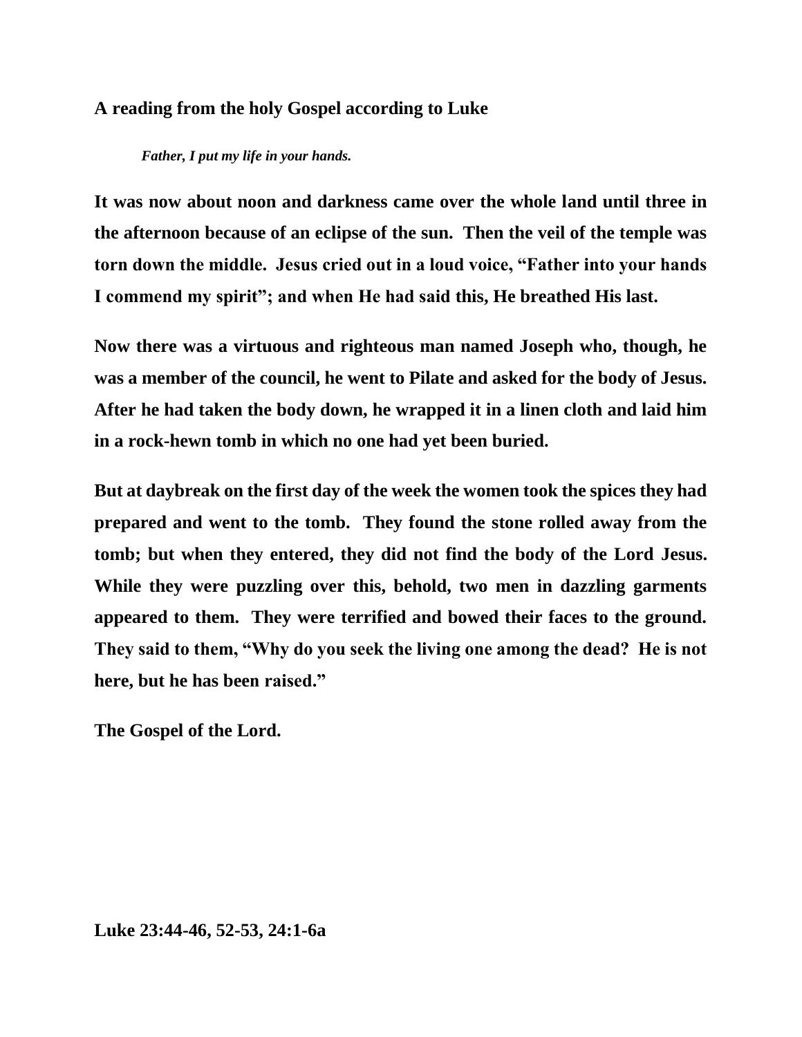**A reading from the holy Gospel according to Luke**

***Father, I put my life in your hands.***

**It was now about noon and darkness came over the whole land until three in the afternoon because of an eclipse of the sun.  Then the veil of the temple was torn down the middle.  Jesus cried out in a loud voice, "Father into your hands I commend my spirit"; and when He had said this, He breathed His last.**

**Now there was a virtuous and righteous man named Joseph who, though, he was a member of the council, he went to Pilate and asked for the body of Jesus.  After he had taken the body down, he wrapped it in a linen cloth and laid him in a rock-hewn tomb in which no one had yet been buried.**

**But at daybreak on the first day of the week the women took the spices they had prepared and went to the tomb.  They found the stone rolled away from the tomb; but when they entered, they did not find the body of the Lord Jesus.  While they were puzzling over this, behold, two men in dazzling garments appeared to them.  They were terrified and bowed their faces to the ground.  They said to them, "Why do you seek the living one among the dead?  He is not here, but he has been raised."**

**The Gospel of the Lord.**

**Luke 23:44-46, 52-53, 24:1-6a**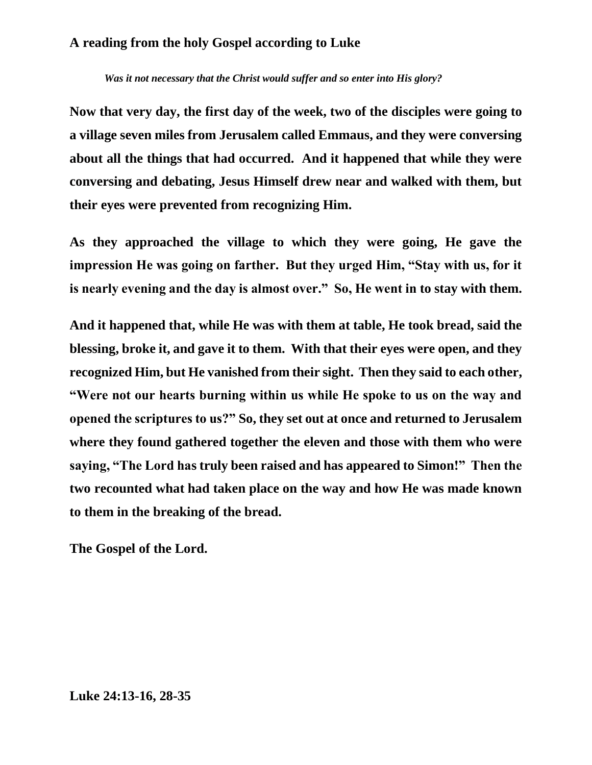**A reading from the holy Gospel according to Luke**

***Was it not necessary that the Christ would suffer and so enter into His glory?***

**Now that very day, the first day of the week, two of the disciples were going to a village seven miles from Jerusalem called Emmaus, and they were conversing about all the things that had occurred. And it happened that while they were conversing and debating, Jesus Himself drew near and walked with them, but their eyes were prevented from recognizing Him.**

**As they approached the village to which they were going, He gave the impression He was going on farther. But they urged Him, "Stay with us, for it is nearly evening and the day is almost over." So, He went in to stay with them.**

**And it happened that, while He was with them at table, He took bread, said the blessing, broke it, and gave it to them. With that their eyes were open, and they recognized Him, but He vanished from their sight. Then they said to each other, "Were not our hearts burning within us while He spoke to us on the way and opened the scriptures to us?" So, they set out at once and returned to Jerusalem where they found gathered together the eleven and those with them who were saying, "The Lord has truly been raised and has appeared to Simon!" Then the two recounted what had taken place on the way and how He was made known to them in the breaking of the bread.**

**The Gospel of the Lord.**

**Luke 24:13-16, 28-35**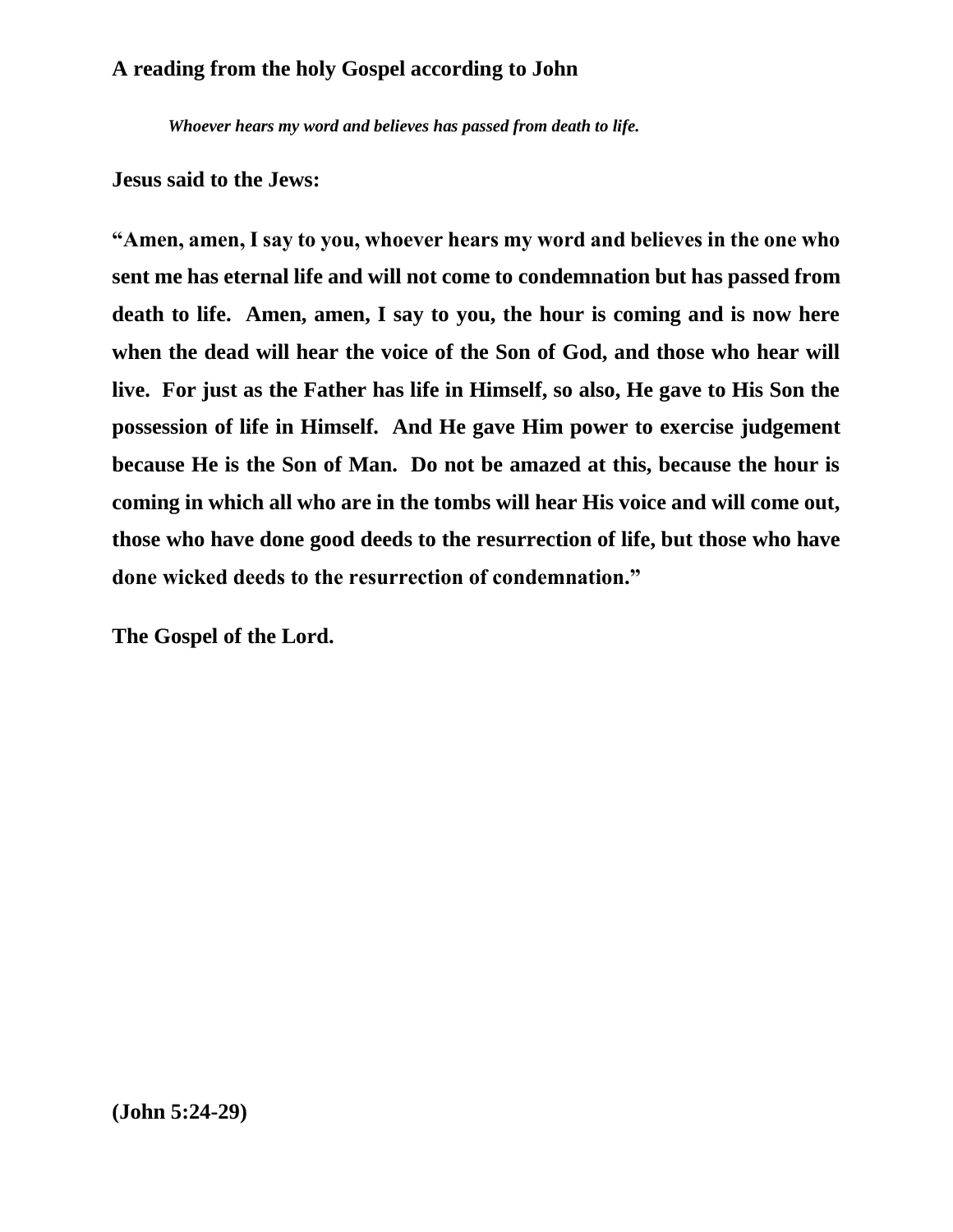**A reading from the holy Gospel according to John**

***Whoever hears my word and believes has passed from death to life.***

**Jesus said to the Jews:**

**"Amen, amen, I say to you, whoever hears my word and believes in the one who sent me has eternal life and will not come to condemnation but has passed from death to life. Amen, amen, I say to you, the hour is coming and is now here when the dead will hear the voice of the Son of God, and those who hear will live. For just as the Father has life in Himself, so also, He gave to His Son the possession of life in Himself. And He gave Him power to exercise judgement because He is the Son of Man. Do not be amazed at this, because the hour is coming in which all who are in the tombs will hear His voice and will come out, those who have done good deeds to the resurrection of life, but those who have done wicked deeds to the resurrection of condemnation."**

**The Gospel of the Lord.**

**(John 5:24-29)**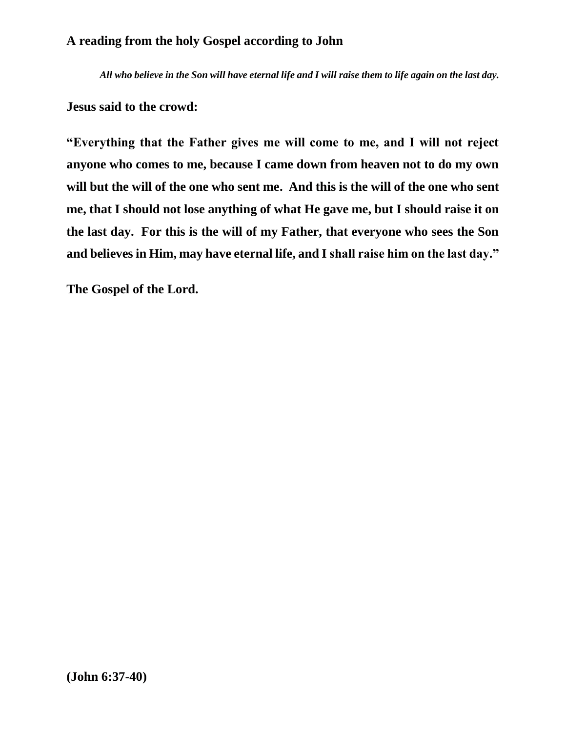**A reading from the holy Gospel according to John**

***All who believe in the Son will have eternal life and I will raise them to life again on the last day.***

**Jesus said to the crowd:**

**"Everything that the Father gives me will come to me, and I will not reject anyone who comes to me, because I came down from heaven not to do my own will but the will of the one who sent me. And this is the will of the one who sent me, that I should not lose anything of what He gave me, but I should raise it on the last day. For this is the will of my Father, that everyone who sees the Son and believes in Him, may have eternal life, and I shall raise him on the last day."**

**The Gospel of the Lord.**

**(John 6:37-40)**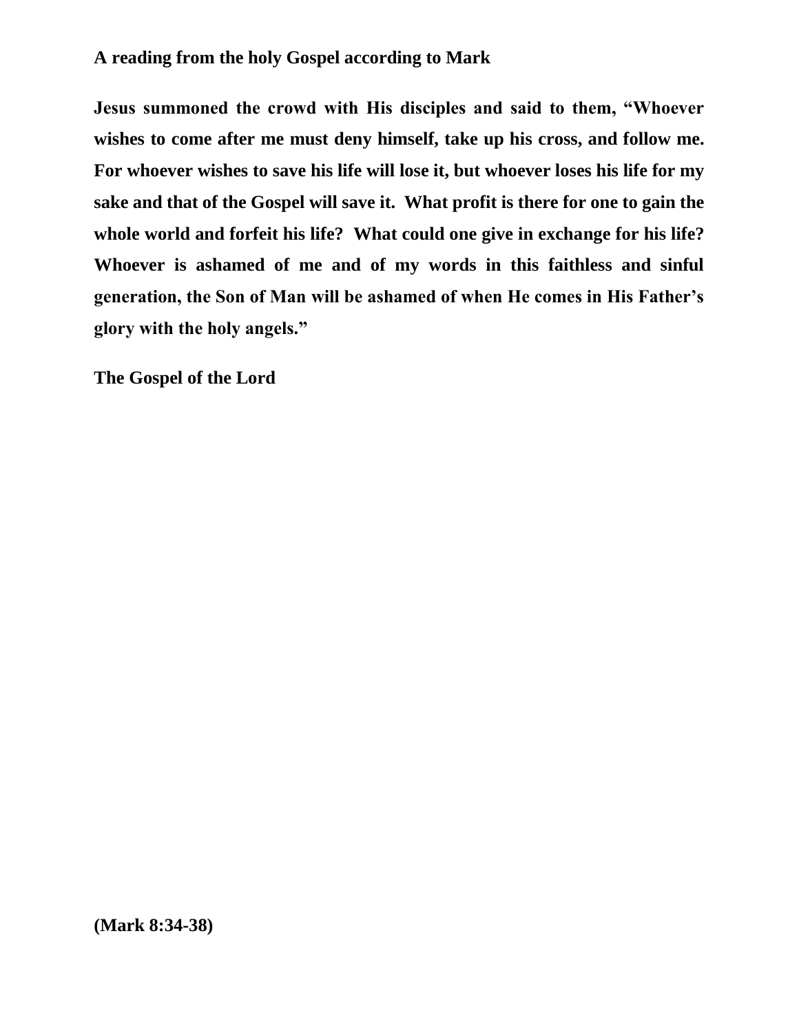**A reading from the holy Gospel according to Mark**

**Jesus summoned the crowd with His disciples and said to them, "Whoever wishes to come after me must deny himself, take up his cross, and follow me. For whoever wishes to save his life will lose it, but whoever loses his life for my sake and that of the Gospel will save it. What profit is there for one to gain the whole world and forfeit his life? What could one give in exchange for his life? Whoever is ashamed of me and of my words in this faithless and sinful generation, the Son of Man will be ashamed of when He comes in His Father's glory with the holy angels."**

**The Gospel of the Lord**

**(Mark 8:34-38)**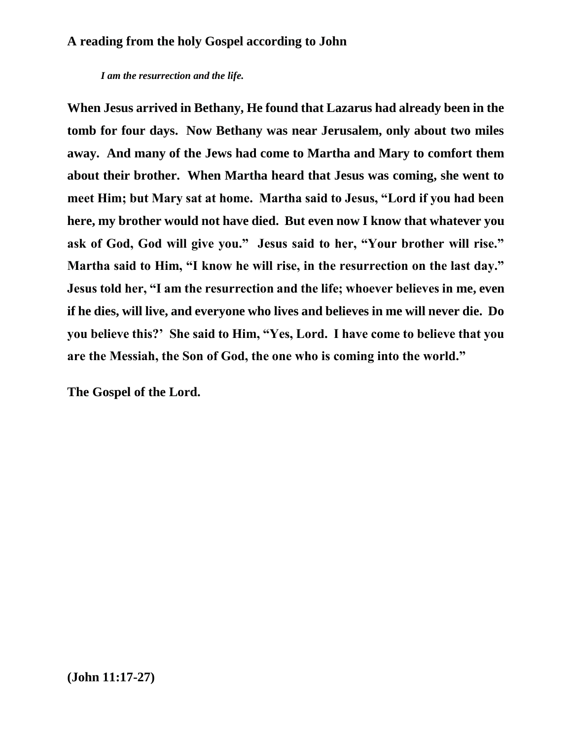**A reading from the holy Gospel according to John**

***I am the resurrection and the life.***

**When Jesus arrived in Bethany, He found that Lazarus had already been in the tomb for four days. Now Bethany was near Jerusalem, only about two miles away. And many of the Jews had come to Martha and Mary to comfort them about their brother. When Martha heard that Jesus was coming, she went to meet Him; but Mary sat at home. Martha said to Jesus, "Lord if you had been here, my brother would not have died. But even now I know that whatever you ask of God, God will give you." Jesus said to her, "Your brother will rise." Martha said to Him, "I know he will rise, in the resurrection on the last day." Jesus told her, "I am the resurrection and the life; whoever believes in me, even if he dies, will live, and everyone who lives and believes in me will never die. Do you believe this?' She said to Him, "Yes, Lord. I have come to believe that you are the Messiah, the Son of God, the one who is coming into the world."**

**The Gospel of the Lord.**

**(John 11:17-27)**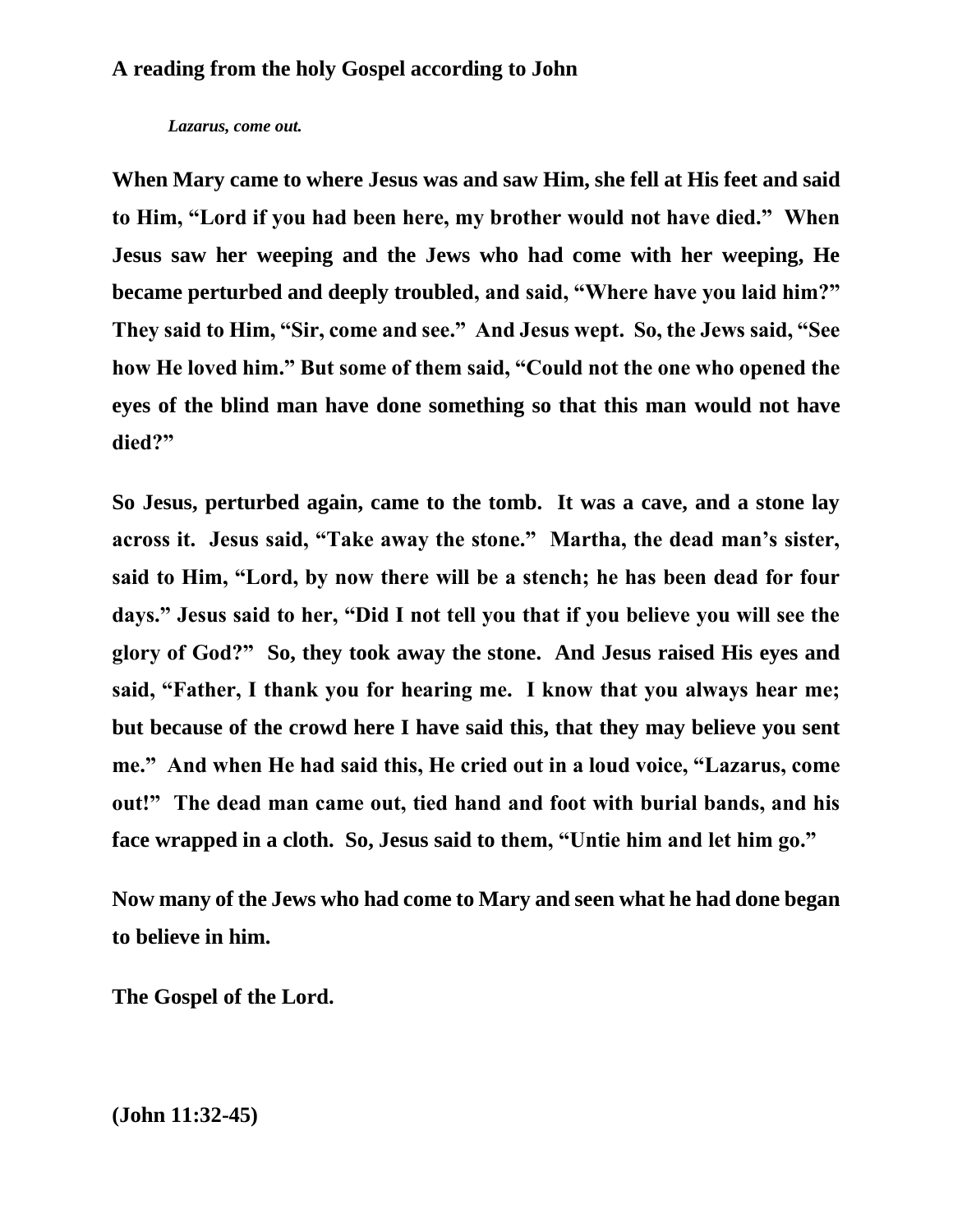**A reading from the holy Gospel according to John**

***Lazarus, come out.***

**When Mary came to where Jesus was and saw Him, she fell at His feet and said to Him, "Lord if you had been here, my brother would not have died." When Jesus saw her weeping and the Jews who had come with her weeping, He became perturbed and deeply troubled, and said, "Where have you laid him?" They said to Him, "Sir, come and see." And Jesus wept. So, the Jews said, "See how He loved him." But some of them said, "Could not the one who opened the eyes of the blind man have done something so that this man would not have died?"**

**So Jesus, perturbed again, came to the tomb. It was a cave, and a stone lay across it. Jesus said, "Take away the stone." Martha, the dead man's sister, said to Him, "Lord, by now there will be a stench; he has been dead for four days." Jesus said to her, "Did I not tell you that if you believe you will see the glory of God?" So, they took away the stone. And Jesus raised His eyes and said, "Father, I thank you for hearing me. I know that you always hear me; but because of the crowd here I have said this, that they may believe you sent me." And when He had said this, He cried out in a loud voice, "Lazarus, come out!" The dead man came out, tied hand and foot with burial bands, and his face wrapped in a cloth. So, Jesus said to them, "Untie him and let him go."**

**Now many of the Jews who had come to Mary and seen what he had done began to believe in him.**

**The Gospel of the Lord.**

**(John 11:32-45)**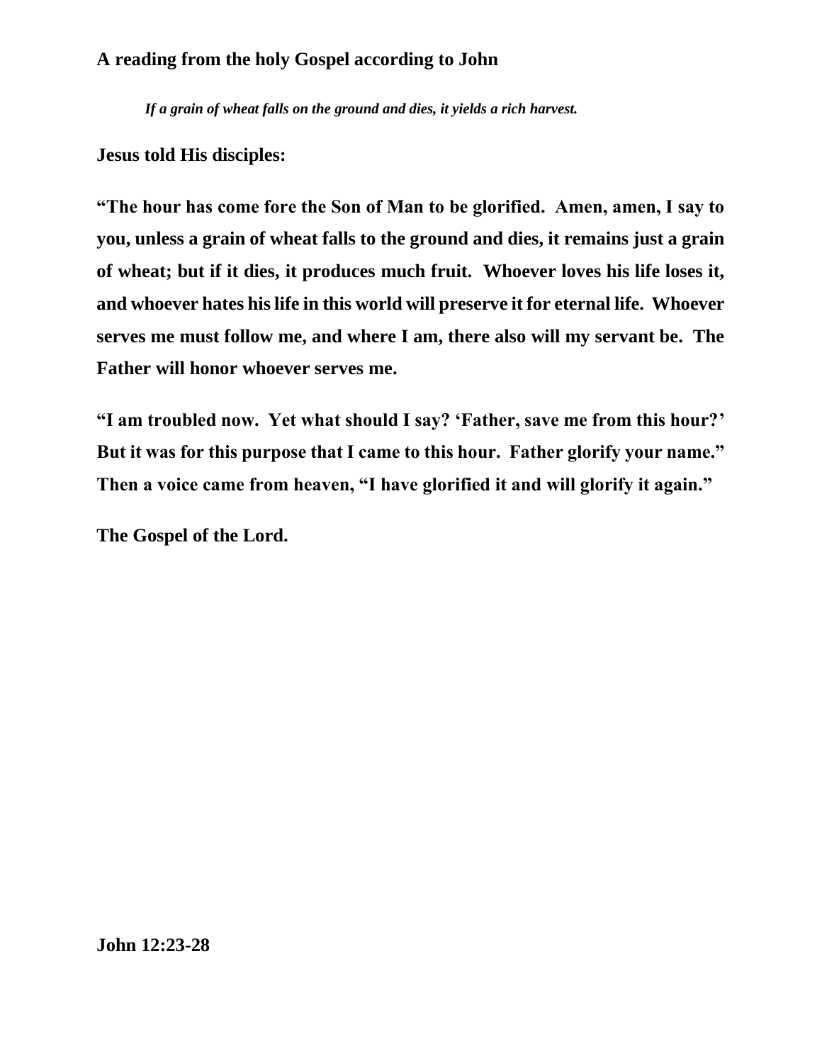**A reading from the holy Gospel according to John**

***If a grain of wheat falls on the ground and dies, it yields a rich harvest.***

**Jesus told His disciples:**

**"The hour has come fore the Son of Man to be glorified. Amen, amen, I say to you, unless a grain of wheat falls to the ground and dies, it remains just a grain of wheat; but if it dies, it produces much fruit. Whoever loves his life loses it, and whoever hates his life in this world will preserve it for eternal life. Whoever serves me must follow me, and where I am, there also will my servant be. The Father will honor whoever serves me.**

**"I am troubled now. Yet what should I say? 'Father, save me from this hour?' But it was for this purpose that I came to this hour. Father glorify your name." Then a voice came from heaven, "I have glorified it and will glorify it again."**

**The Gospel of the Lord.**

**John 12:23-28**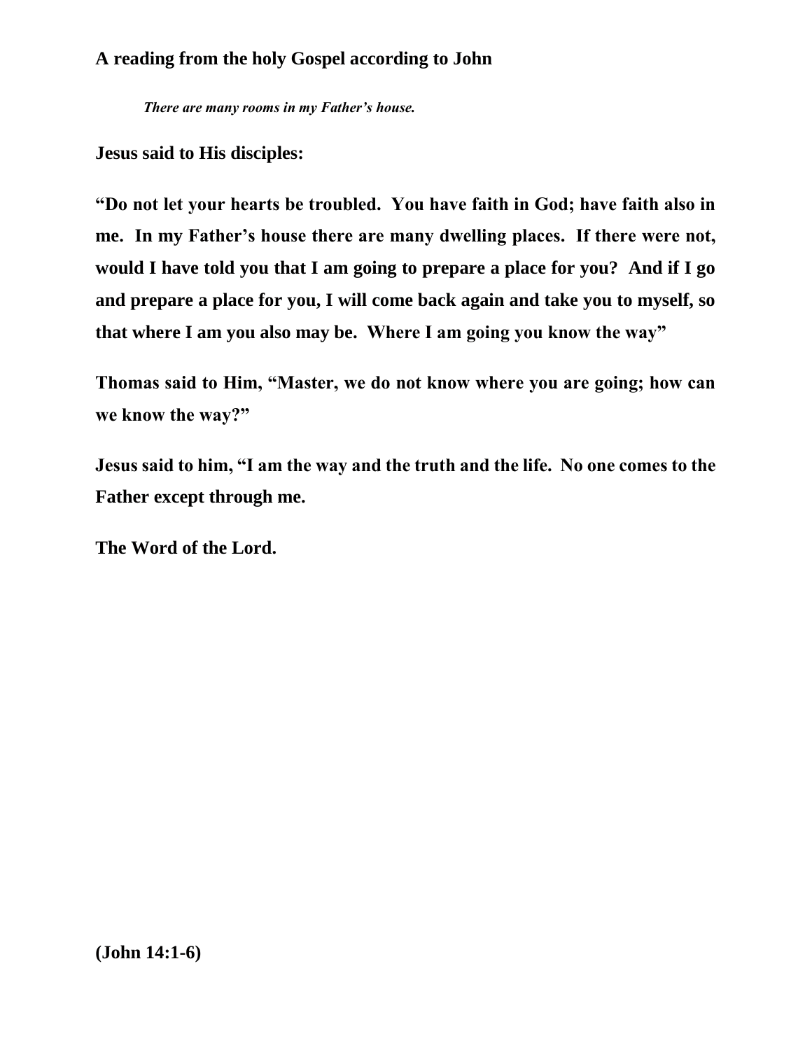**A reading from the holy Gospel according to John**

***There are many rooms in my Father's house.***

**Jesus said to His disciples:**

**"Do not let your hearts be troubled. You have faith in God; have faith also in me. In my Father's house there are many dwelling places. If there were not, would I have told you that I am going to prepare a place for you? And if I go and prepare a place for you, I will come back again and take you to myself, so that where I am you also may be. Where I am going you know the way"**

**Thomas said to Him, "Master, we do not know where you are going; how can we know the way?"**

**Jesus said to him, "I am the way and the truth and the life. No one comes to the Father except through me.**

**The Word of the Lord.**

**(John 14:1-6)**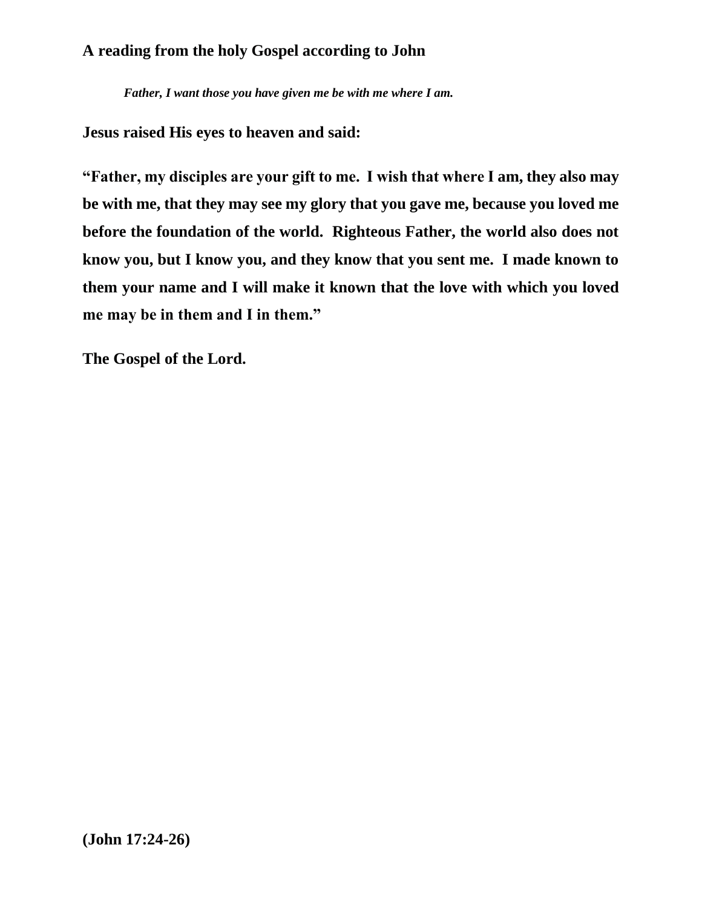**A reading from the holy Gospel according to John**

*Father, I want those you have given me be with me where I am.*

**Jesus raised His eyes to heaven and said:**

**"Father, my disciples are your gift to me. I wish that where I am, they also may be with me, that they may see my glory that you gave me, because you loved me before the foundation of the world. Righteous Father, the world also does not know you, but I know you, and they know that you sent me. I made known to them your name and I will make it known that the love with which you loved me may be in them and I in them."**

**The Gospel of the Lord.**

**(John 17:24-26)**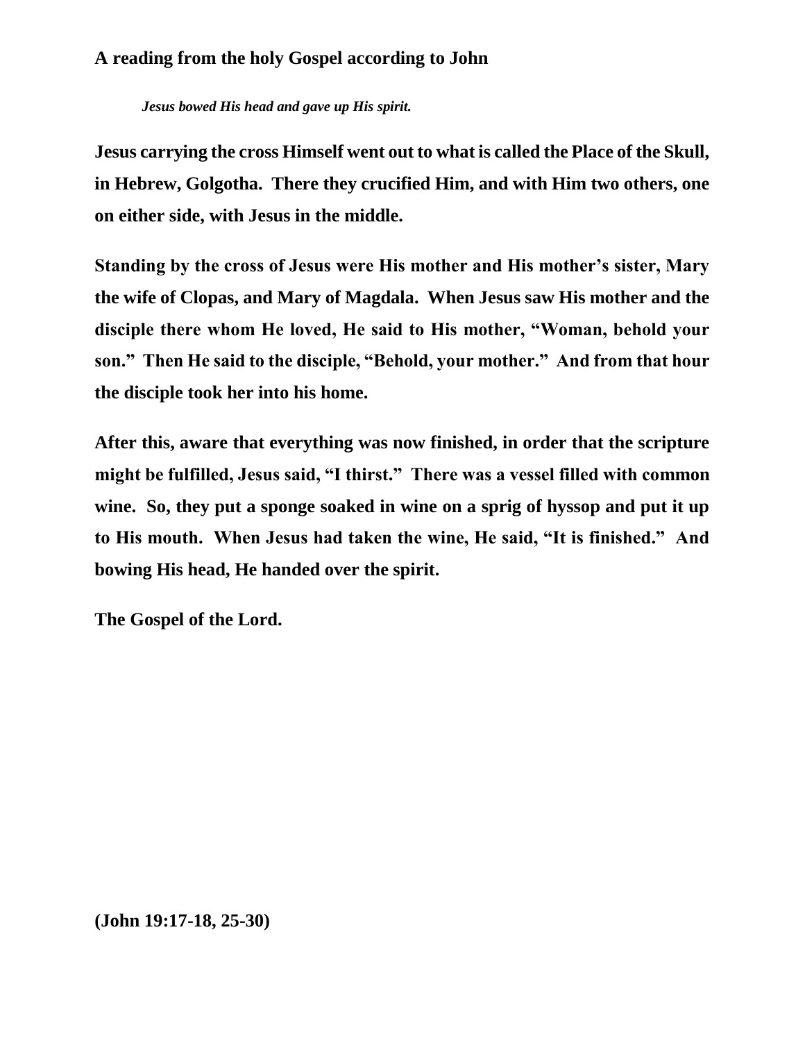**A reading from the holy Gospel according to John**

***Jesus bowed His head and gave up His spirit.***

**Jesus carrying the cross Himself went out to what is called the Place of the Skull, in Hebrew, Golgotha. There they crucified Him, and with Him two others, one on either side, with Jesus in the middle.**

**Standing by the cross of Jesus were His mother and His mother's sister, Mary the wife of Clopas, and Mary of Magdala. When Jesus saw His mother and the disciple there whom He loved, He said to His mother, "Woman, behold your son." Then He said to the disciple, "Behold, your mother." And from that hour the disciple took her into his home.**

**After this, aware that everything was now finished, in order that the scripture might be fulfilled, Jesus said, "I thirst." There was a vessel filled with common wine. So, they put a sponge soaked in wine on a sprig of hyssop and put it up to His mouth. When Jesus had taken the wine, He said, "It is finished." And bowing His head, He handed over the spirit.**

**The Gospel of the Lord.**

**(John 19:17-18, 25-30)**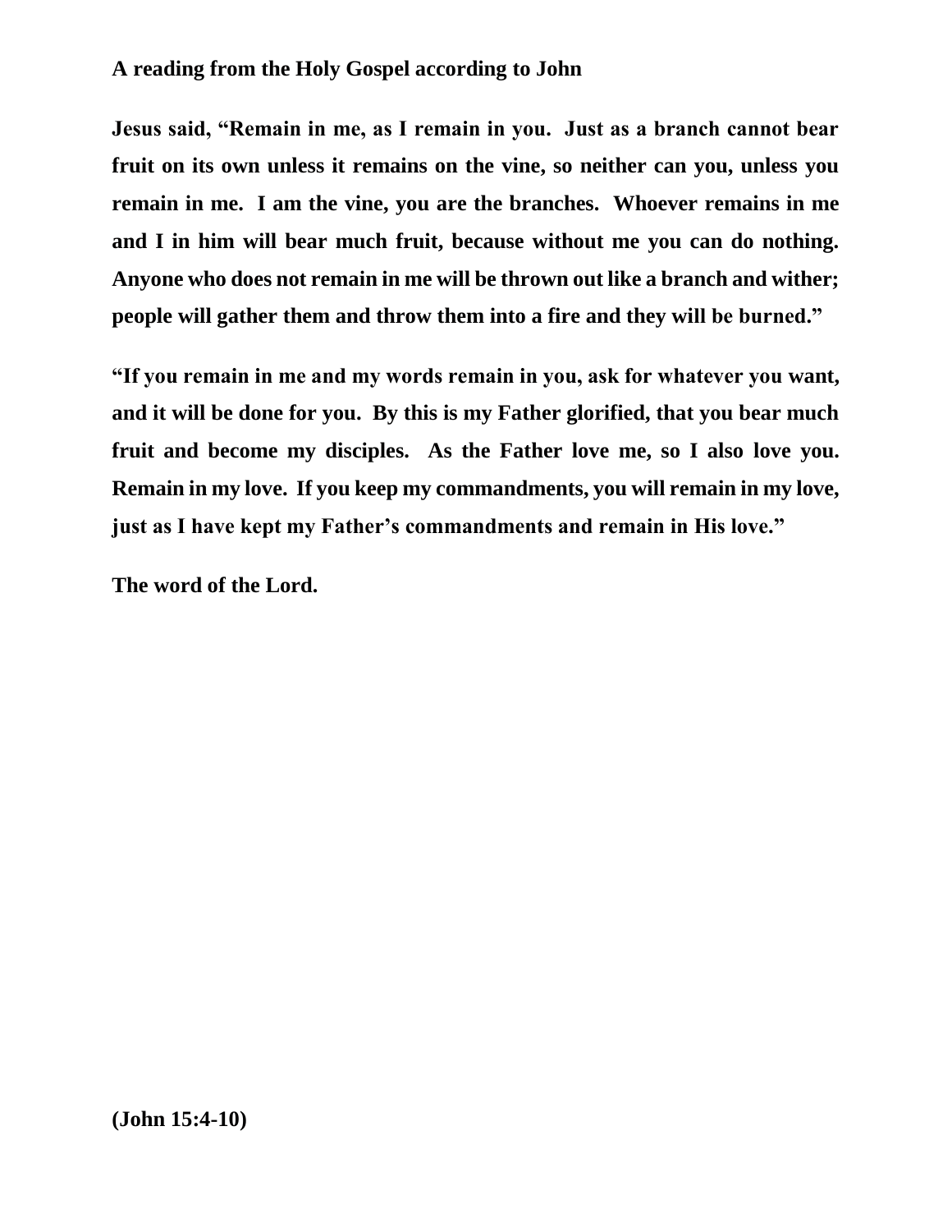**A reading from the Holy Gospel according to John**

**Jesus said, "Remain in me, as I remain in you. Just as a branch cannot bear fruit on its own unless it remains on the vine, so neither can you, unless you remain in me. I am the vine, you are the branches. Whoever remains in me and I in him will bear much fruit, because without me you can do nothing. Anyone who does not remain in me will be thrown out like a branch and wither; people will gather them and throw them into a fire and they will be burned."**

**"If you remain in me and my words remain in you, ask for whatever you want, and it will be done for you. By this is my Father glorified, that you bear much fruit and become my disciples. As the Father love me, so I also love you. Remain in my love. If you keep my commandments, you will remain in my love, just as I have kept my Father's commandments and remain in His love."**

**The word of the Lord.**

**(John 15:4-10)**